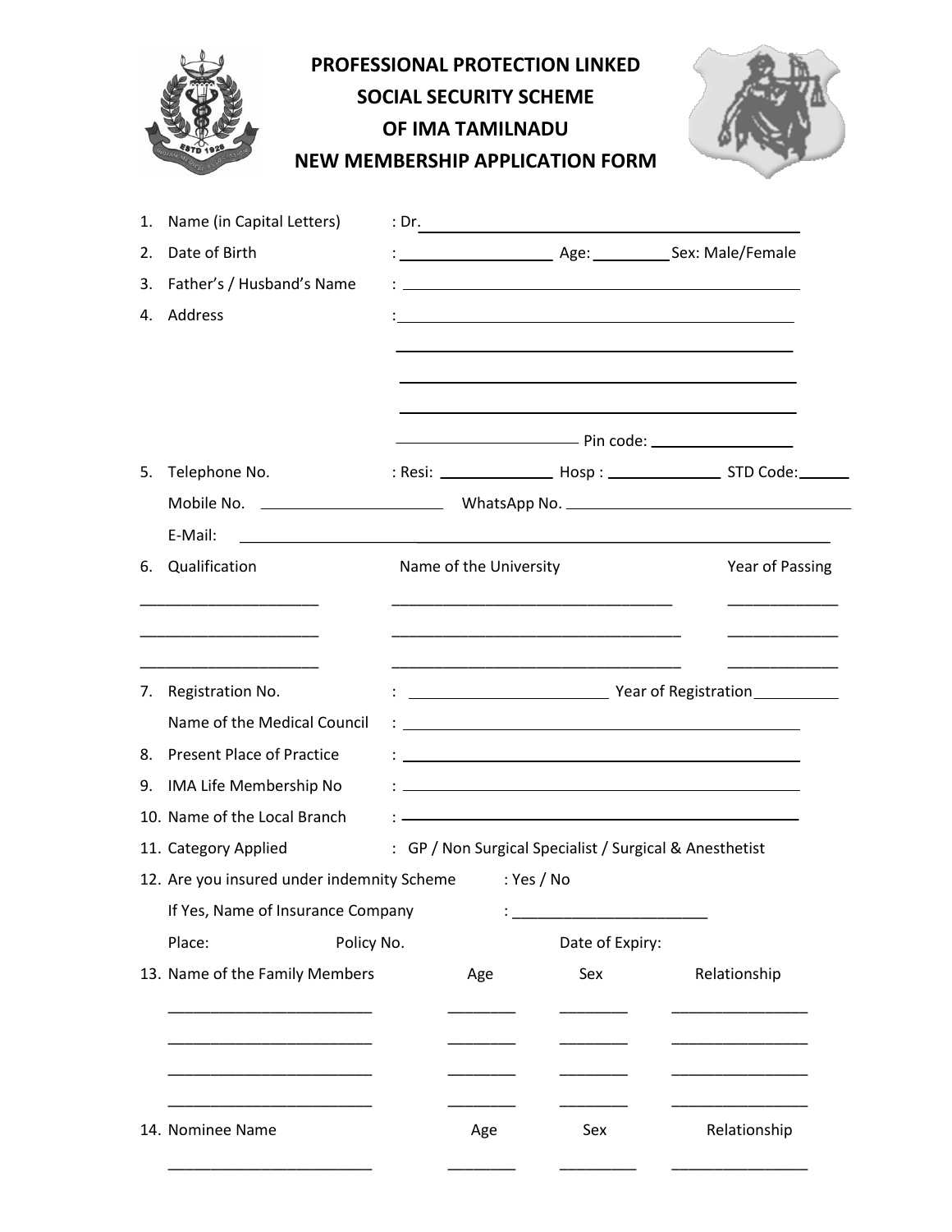# PROFESSIONAL PROTECTION LINKED SOCIAL SECURITY SCHEME OF IMA TAMILNADU

## NEW MEMBERSHIP APPLICATION FORM

1. Name (in Capital Letters) : Dr.________________________________________
2. Date of Birth : ____________________ Age: __________ Sex: Male/Female
3. Father's / Husband's Name : ________________________________________
4. Address : ________________________________________

   ________________________________________

   ________________________________________

   ________________________________________

   ____________________ Pin code: ________________

5. Telephone No. : Resi: ______________ Hosp : ______________ STD Code: ______

   Mobile No. ______________________ WhatsApp No. ______________________

   E-Mail: ________________________________________

6. Qualification — Name of the University — Year of Passing

| Qualification | Name of the University | Year of Passing |
|---|---|---|
| _____________________ | ___________________________________ | _____________ |
| _____________________ | ___________________________________ | _____________ |
| _____________________ | ___________________________________ | _____________ |

7. Registration No. : ________________________ Year of Registration __________

   Name of the Medical Council : ________________________________________

8. Present Place of Practice : ________________________________________
9. IMA Life Membership No : ________________________________________
10. Name of the Local Branch : ________________________________________
11. Category Applied : GP / Non Surgical Specialist / Surgical & Anesthetist
12. Are you insured under indemnity Scheme : Yes / No

    If Yes, Name of Insurance Company : _______________________

    Place: Policy No. Date of Expiry:

13. Name of the Family Members

| Name of the Family Members | Age | Sex | Relationship |
|---|---|---|---|
| _________________________ | ________ | ________ | ________________ |
| _________________________ | ________ | ________ | ________________ |
| _________________________ | ________ | ________ | ________________ |
| _________________________ | ________ | ________ | ________________ |

14. Nominee Name

| Nominee Name | Age | Sex | Relationship |
|---|---|---|---|
| _________________________ | ________ | _________ | ________________ |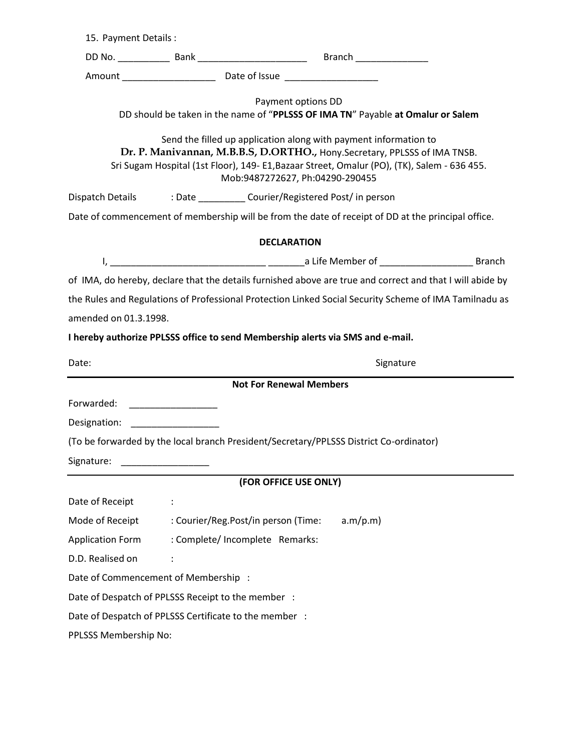15. Payment Details :

DD No. __________ Bank _____________________ Branch ______________

Amount __________________ Date of Issue __________________

Payment options DD

DD should be taken in the name of "**PPLSSS OF IMA TN**" Payable **at Omalur or Salem**

Send the filled up application along with payment information to

**Dr. P. Manivannan, M.B.B.S, D.ORTHO.,** Hony.Secretary, PPLSSS of IMA TNSB.

Sri Sugam Hospital (1st Floor), 149- E1,Bazaar Street, Omalur (PO), (TK), Salem - 636 455.

Mob:9487272627, Ph:04290-290455

Dispatch Details : Date _________ Courier/Registered Post/ in person

Date of commencement of membership will be from the date of receipt of DD at the principal office.

**DECLARATION**

I, ______________________________ _______a Life Member of __________________ Branch of IMA, do hereby, declare that the details furnished above are true and correct and that I will abide by the Rules and Regulations of Professional Protection Linked Social Security Scheme of IMA Tamilnadu as amended on 01.3.1998.

**I hereby authorize PPLSSS office to send Membership alerts via SMS and e-mail.**

Date: Signature

---

**Not For Renewal Members**

Forwarded: _________________

Designation: _________________

(To be forwarded by the local branch President/Secretary/PPLSSS District Co-ordinator)

Signature: _________________

---

**(FOR OFFICE USE ONLY)**

Date of Receipt :

Mode of Receipt : Courier/Reg.Post/in person (Time: a.m/p.m)

Application Form : Complete/ Incomplete Remarks:

D.D. Realised on :

Date of Commencement of Membership :

Date of Despatch of PPLSSS Receipt to the member :

Date of Despatch of PPLSSS Certificate to the member :

PPLSSS Membership No: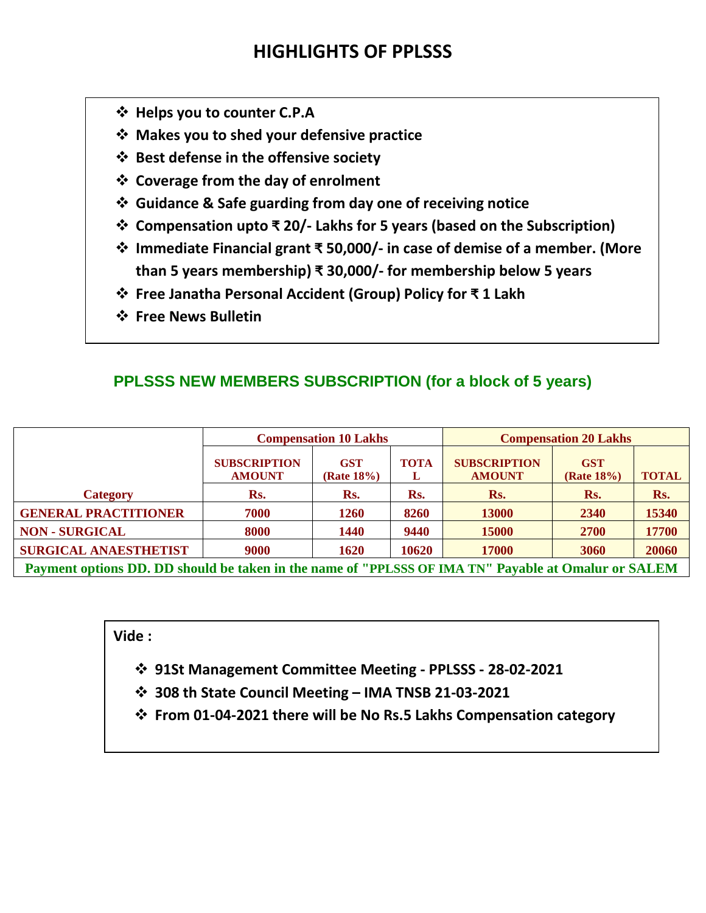# HIGHLIGHTS OF PPLSSS

- **Helps you to counter C.P.A**
- **Makes you to shed your defensive practice**
- **Best defense in the offensive society**
- **Coverage from the day of enrolment**
- **Guidance & Safe guarding from day one of receiving notice**
- **Compensation upto ₹ 20/- Lakhs for 5 years (based on the Subscription)**
- **Immediate Financial grant ₹ 50,000/- in case of demise of a member. (More than 5 years membership) ₹ 30,000/- for membership below 5 years**
- **Free Janatha Personal Accident (Group) Policy for ₹ 1 Lakh**
- **Free News Bulletin**

## PPLSSS NEW MEMBERS SUBSCRIPTION (for a block of 5 years)

| | Compensation 10 Lakhs | | | Compensation 20 Lakhs | | |
|---|---|---|---|---|---|---|
| | SUBSCRIPTION AMOUNT | GST (Rate 18%) | TOTAL | SUBSCRIPTION AMOUNT | GST (Rate 18%) | TOTAL |
| Category | Rs. | Rs. | Rs. | Rs. | Rs. | Rs. |
| GENERAL PRACTITIONER | 7000 | 1260 | 8260 | 13000 | 2340 | 15340 |
| NON - SURGICAL | 8000 | 1440 | 9440 | 15000 | 2700 | 17700 |
| SURGICAL ANAESTHETIST | 9000 | 1620 | 10620 | 17000 | 3060 | 20060 |

**Payment options DD. DD should be taken in the name of "PPLSSS OF IMA TN" Payable at Omalur or SALEM**

**Vide :**

- **91St Management Committee Meeting - PPLSSS - 28-02-2021**
- **308 th State Council Meeting – IMA TNSB 21-03-2021**
- **From 01-04-2021 there will be No Rs.5 Lakhs Compensation category**